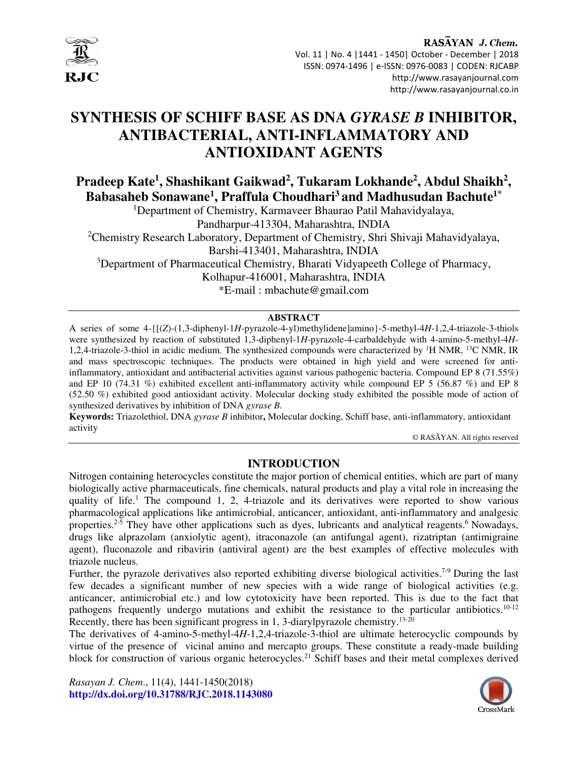# SYNTHESIS OF SCHIFF BASE AS DNA *GYRASE B* INHIBITOR, ANTIBACTERIAL, ANTI-INFLAMMATORY AND ANTIOXIDANT AGENTS

**Pradeep Kate[1], Shashikant Gaikwad[2], Tukaram Lokhande[2], Abdul Shaikh[2], Babasaheb Sonawane[1], Praffula Choudhari[3] and Madhusudan Bachute[1]***

[1]Department of Chemistry, Karmaveer Bhaurao Patil Mahavidyalaya, Pandharpur-413304, Maharashtra, INDIA

[2]Chemistry Research Laboratory, Department of Chemistry, Shri Shivaji Mahavidyalaya, Barshi-413401, Maharashtra, INDIA

[3]Department of Pharmaceutical Chemistry, Bharati Vidyapeeth College of Pharmacy, Kolhapur-416001, Maharashtra, INDIA

*E-mail : mbachute@gmail.com

## ABSTRACT

A series of some 4-{[(*Z*)-(1,3-diphenyl-1*H*-pyrazole-4-yl)methylidene]amino}-5-methyl-4*H*-1,2,4-triazole-3-thiols were synthesized by reaction of substituted 1,3-diphenyl-1*H*-pyrazole-4-carbaldehyde with 4-amino-5-methyl-4*H*-1,2,4-triazole-3-thiol in acidic medium. The synthesized compounds were characterized by $^1$H NMR, $^{13}$C NMR, IR and mass spectroscopic techniques. The products were obtained in high yield and were screened for anti-inflammatory, antioxidant and antibacterial activities against various pathogenic bacteria. Compound EP 8 (71.55%) and EP 10 (74.31 %) exhibited excellent anti-inflammatory activity while compound EP 5 (56.87 %) and EP 8 (52.50 %) exhibited good antioxidant activity. Molecular docking study exhibited the possible mode of action of synthesized derivatives by inhibition of DNA *gyrase B*.

**Keywords:** Triazolethiol, DNA *gyrase B* inhibitor**,** Molecular docking, Schiff base, anti-inflammatory, antioxidant activity

© RASĀYAN. All rights reserved

## INTRODUCTION

Nitrogen containing heterocycles constitute the major portion of chemical entities, which are part of many biologically active pharmaceuticals, fine chemicals, natural products and play a vital role in increasing the quality of life.[1] The compound 1, 2, 4-triazole and its derivatives were reported to show various pharmacological applications like antimicrobial, anticancer, antioxidant, anti-inflammatory and analgesic properties.[2-5] They have other applications such as dyes, lubricants and analytical reagents.[6] Nowadays, drugs like alprazolam (anxiolytic agent), itraconazole (an antifungal agent), rizatriptan (antimigraine agent), fluconazole and ribavirin (antiviral agent) are the best examples of effective molecules with triazole nucleus.

Further, the pyrazole derivatives also reported exhibiting diverse biological activities.[7-9] During the last few decades a significant number of new species with a wide range of biological activities (e.g. anticancer, antimicrobial etc.) and low cytotoxicity have been reported. This is due to the fact that pathogens frequently undergo mutations and exhibit the resistance to the particular antibiotics.[10-12] Recently, there has been significant progress in 1, 3-diarylpyrazole chemistry.[13-20]

The derivatives of 4-amino-5-methyl-4*H*-1,2,4-triazole-3-thiol are ultimate heterocyclic compounds by virtue of the presence of vicinal amino and mercapto groups. These constitute a ready-made building block for construction of various organic heterocycles.[21] Schiff bases and their metal complexes derived

*Rasayan J. Chem.*, 11(4), 1441-1450(2018)
**http://dx.doi.org/10.31788/RJC.2018.1143080**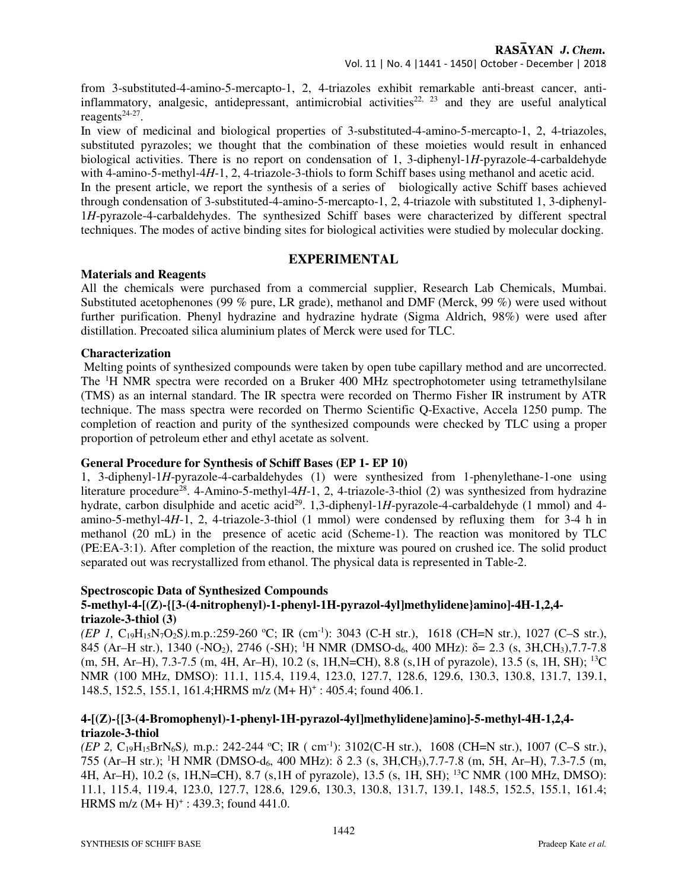from 3-substituted-4-amino-5-mercapto-1, 2, 4-triazoles exhibit remarkable anti-breast cancer, anti-inflammatory, analgesic, antidepressant, antimicrobial activities[22, 23] and they are useful analytical reagents[24-27].

In view of medicinal and biological properties of 3-substituted-4-amino-5-mercapto-1, 2, 4-triazoles, substituted pyrazoles; we thought that the combination of these moieties would result in enhanced biological activities. There is no report on condensation of 1, 3-diphenyl-1*H*-pyrazole-4-carbaldehyde with 4-amino-5-methyl-4*H*-1, 2, 4-triazole-3-thiols to form Schiff bases using methanol and acetic acid.

In the present article, we report the synthesis of a series of biologically active Schiff bases achieved through condensation of 3-substituted-4-amino-5-mercapto-1, 2, 4-triazole with substituted 1, 3-diphenyl-1*H*-pyrazole-4-carbaldehydes. The synthesized Schiff bases were characterized by different spectral techniques. The modes of active binding sites for biological activities were studied by molecular docking.

## EXPERIMENTAL

### Materials and Reagents

All the chemicals were purchased from a commercial supplier, Research Lab Chemicals, Mumbai. Substituted acetophenones (99 % pure, LR grade), methanol and DMF (Merck, 99 %) were used without further purification. Phenyl hydrazine and hydrazine hydrate (Sigma Aldrich, 98%) were used after distillation. Precoated silica aluminium plates of Merck were used for TLC.

### Characterization

Melting points of synthesized compounds were taken by open tube capillary method and are uncorrected. The $^{1}$H NMR spectra were recorded on a Bruker 400 MHz spectrophotometer using tetramethylsilane (TMS) as an internal standard. The IR spectra were recorded on Thermo Fisher IR instrument by ATR technique. The mass spectra were recorded on Thermo Scientific Q-Exactive, Accela 1250 pump. The completion of reaction and purity of the synthesized compounds were checked by TLC using a proper proportion of petroleum ether and ethyl acetate as solvent.

### General Procedure for Synthesis of Schiff Bases (EP 1- EP 10)

1, 3-diphenyl-1*H*-pyrazole-4-carbaldehydes (1) were synthesized from 1-phenylethane-1-one using literature procedure[28]. 4-Amino-5-methyl-4*H*-1, 2, 4-triazole-3-thiol (2) was synthesized from hydrazine hydrate, carbon disulphide and acetic acid[29]. 1,3-diphenyl-1*H*-pyrazole-4-carbaldehyde (1 mmol) and 4-amino-5-methyl-4*H*-1, 2, 4-triazole-3-thiol (1 mmol) were condensed by refluxing them for 3-4 h in methanol (20 mL) in the presence of acetic acid (Scheme-1). The reaction was monitored by TLC (PE:EA-3:1). After completion of the reaction, the mixture was poured on crushed ice. The solid product separated out was recrystallized from ethanol. The physical data is represented in Table-2.

### Spectroscopic Data of Synthesized Compounds

#### 5-methyl-4-[(Z)-{[3-(4-nitrophenyl)-1-phenyl-1H-pyrazol-4yl]methylidene}amino]-4H-1,2,4-triazole-3-thiol (3)

*(EP 1,* $C_{19}H_{15}N_7O_2S$*)*.m.p.:259-260 ºC; IR (cm$^{-1}$): 3043 (C-H str.), 1618 (CH=N str.), 1027 (C–S str.), 845 (Ar–H str.), 1340 (-$NO_2$), 2746 (-SH); $^{1}$H NMR (DMSO-$d_6$, 400 MHz): δ= 2.3 (s, 3H,$CH_3$),7.7-7.8 (m, 5H, Ar–H), 7.3-7.5 (m, 4H, Ar–H), 10.2 (s, 1H,N=CH), 8.8 (s,1H of pyrazole), 13.5 (s, 1H, SH); $^{13}$C NMR (100 MHz, DMSO): 11.1, 115.4, 119.4, 123.0, 127.7, 128.6, 129.6, 130.3, 130.8, 131.7, 139.1, 148.5, 152.5, 155.1, 161.4;HRMS m/z $(M+H)^+$ : 405.4; found 406.1.

#### 4-[(Z)-{[3-(4-Bromophenyl)-1-phenyl-1H-pyrazol-4yl]methylidene}amino]-5-methyl-4H-1,2,4-triazole-3-thiol

*(EP 2,* $C_{19}H_{15}BrN_6S$*)*, m.p.: 242-244 ºC; IR ( cm$^{-1}$): 3102(C-H str.), 1608 (CH=N str.), 1007 (C–S str.), 755 (Ar–H str.); $^{1}$H NMR (DMSO-$d_6$, 400 MHz): δ 2.3 (s, 3H,$CH_3$),7.7-7.8 (m, 5H, Ar–H), 7.3-7.5 (m, 4H, Ar–H), 10.2 (s, 1H,N=CH), 8.7 (s,1H of pyrazole), 13.5 (s, 1H, SH); $^{13}$C NMR (100 MHz, DMSO): 11.1, 115.4, 119.4, 123.0, 127.7, 128.6, 129.6, 130.3, 130.8, 131.7, 139.1, 148.5, 152.5, 155.1, 161.4; HRMS m/z $(M+H)^+$ : 439.3; found 441.0.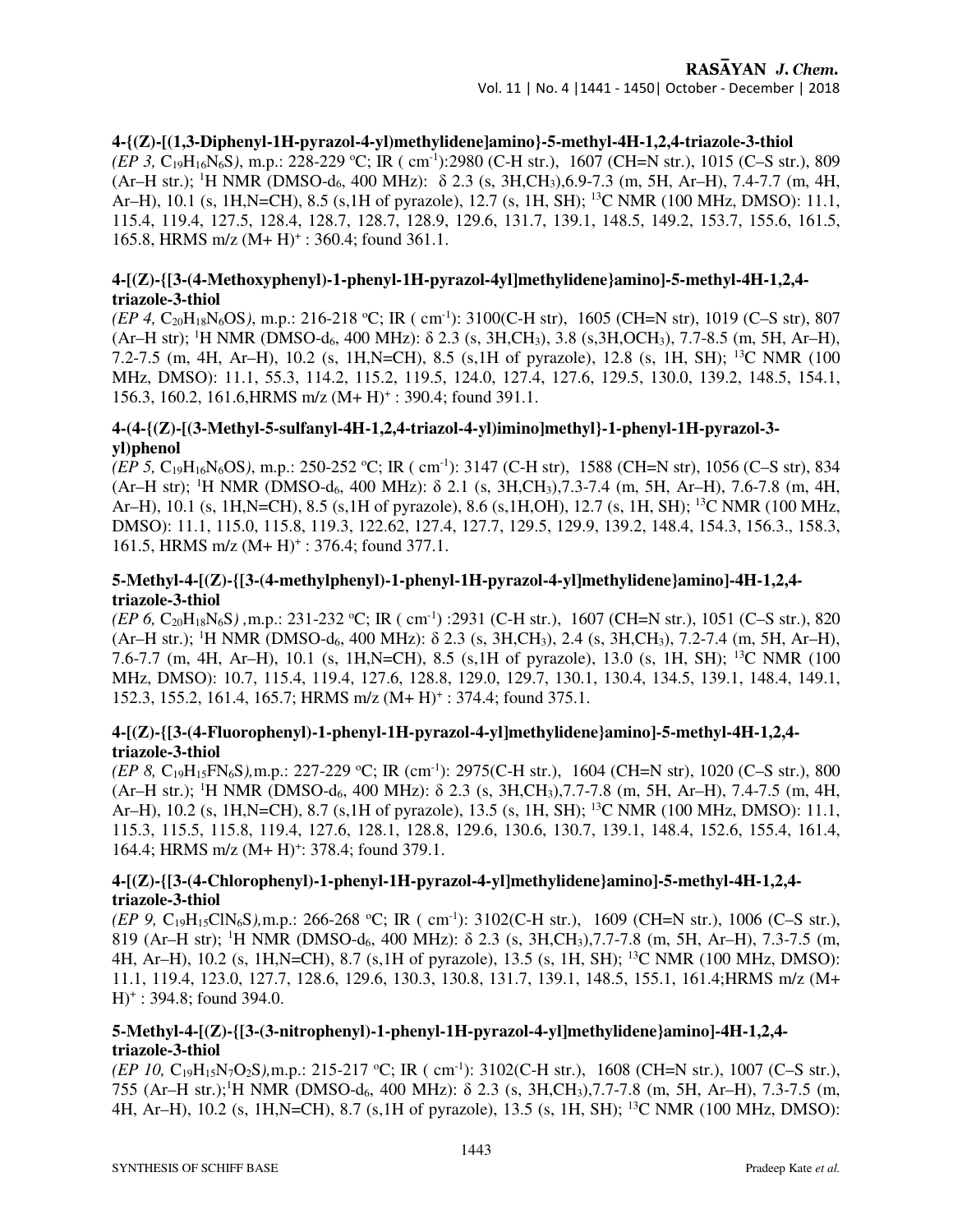### 4-{(Z)-[(1,3-Diphenyl-1H-pyrazol-4-yl)methylidene]amino}-5-methyl-4H-1,2,4-triazole-3-thiol

*(EP 3,* $C_{19}H_{16}N_6S$*)*, m.p.: 228-229 ºC; IR ( $cm^{-1}$):2980 (C-H str.), 1607 (CH=N str.), 1015 (C–S str.), 809 (Ar–H str.); $^1$H NMR (DMSO-$d_6$, 400 MHz): δ 2.3 (s, 3H,$CH_3$),6.9-7.3 (m, 5H, Ar–H), 7.4-7.7 (m, 4H, Ar–H), 10.1 (s, 1H,N=CH), 8.5 (s,1H of pyrazole), 12.7 (s, 1H, SH); $^{13}$C NMR (100 MHz, DMSO): 11.1, 115.4, 119.4, 127.5, 128.4, 128.7, 128.7, 128.9, 129.6, 131.7, 139.1, 148.5, 149.2, 153.7, 155.6, 161.5, 165.8, HRMS m/z $(M+H)^+$ : 360.4; found 361.1.

### 4-[(Z)-{[3-(4-Methoxyphenyl)-1-phenyl-1H-pyrazol-4yl]methylidene}amino]-5-methyl-4H-1,2,4-triazole-3-thiol

*(EP 4,* $C_{20}H_{18}N_6OS$*)*, m.p.: 216-218 ºC; IR ( $cm^{-1}$): 3100(C-H str), 1605 (CH=N str), 1019 (C–S str), 807 (Ar–H str); $^1$H NMR (DMSO-$d_6$, 400 MHz): δ 2.3 (s, 3H,$CH_3$), 3.8 (s,3H,$OCH_3$), 7.7-8.5 (m, 5H, Ar–H), 7.2-7.5 (m, 4H, Ar–H), 10.2 (s, 1H,N=CH), 8.5 (s,1H of pyrazole), 12.8 (s, 1H, SH); $^{13}$C NMR (100 MHz, DMSO): 11.1, 55.3, 114.2, 115.2, 119.5, 124.0, 127.4, 127.6, 129.5, 130.0, 139.2, 148.5, 154.1, 156.3, 160.2, 161.6,HRMS m/z $(M+H)^+$ : 390.4; found 391.1.

### 4-(4-{(Z)-[(3-Methyl-5-sulfanyl-4H-1,2,4-triazol-4-yl)imino]methyl}-1-phenyl-1H-pyrazol-3-yl)phenol

*(EP 5,* $C_{19}H_{16}N_6OS$*)*, m.p.: 250-252 ºC; IR ( $cm^{-1}$): 3147 (C-H str), 1588 (CH=N str), 1056 (C–S str), 834 (Ar–H str); $^1$H NMR (DMSO-$d_6$, 400 MHz): δ 2.1 (s, 3H,$CH_3$),7.3-7.4 (m, 5H, Ar–H), 7.6-7.8 (m, 4H, Ar–H), 10.1 (s, 1H,N=CH), 8.5 (s,1H of pyrazole), 8.6 (s,1H,OH), 12.7 (s, 1H, SH); $^{13}$C NMR (100 MHz, DMSO): 11.1, 115.0, 115.8, 119.3, 122.62, 127.4, 127.7, 129.5, 129.9, 139.2, 148.4, 154.3, 156.3., 158.3, 161.5, HRMS m/z $(M+H)^+$ : 376.4; found 377.1.

### 5-Methyl-4-[(Z)-{[3-(4-methylphenyl)-1-phenyl-1H-pyrazol-4-yl]methylidene}amino]-4H-1,2,4-triazole-3-thiol

*(EP 6,* $C_{20}H_{18}N_6S$*)* ,m.p.: 231-232 ºC; IR ( $cm^{-1}$) :2931 (C-H str.), 1607 (CH=N str.), 1051 (C–S str.), 820 (Ar–H str.); $^1$H NMR (DMSO-$d_6$, 400 MHz): δ 2.3 (s, 3H,$CH_3$), 2.4 (s, 3H,$CH_3$), 7.2-7.4 (m, 5H, Ar–H), 7.6-7.7 (m, 4H, Ar–H), 10.1 (s, 1H,N=CH), 8.5 (s,1H of pyrazole), 13.0 (s, 1H, SH); $^{13}$C NMR (100 MHz, DMSO): 10.7, 115.4, 119.4, 127.6, 128.8, 129.0, 129.7, 130.1, 130.4, 134.5, 139.1, 148.4, 149.1, 152.3, 155.2, 161.4, 165.7; HRMS m/z $(M+H)^+$ : 374.4; found 375.1.

### 4-[(Z)-{[3-(4-Fluorophenyl)-1-phenyl-1H-pyrazol-4-yl]methylidene}amino]-5-methyl-4H-1,2,4-triazole-3-thiol

*(EP 8,* $C_{19}H_{15}FN_6S$*)*,m.p.: 227-229 ºC; IR ($cm^{-1}$): 2975(C-H str.), 1604 (CH=N str), 1020 (C–S str.), 800 (Ar–H str.); $^1$H NMR (DMSO-$d_6$, 400 MHz): δ 2.3 (s, 3H,$CH_3$),7.7-7.8 (m, 5H, Ar–H), 7.4-7.5 (m, 4H, Ar–H), 10.2 (s, 1H,N=CH), 8.7 (s,1H of pyrazole), 13.5 (s, 1H, SH); $^{13}$C NMR (100 MHz, DMSO): 11.1, 115.3, 115.5, 115.8, 119.4, 127.6, 128.1, 128.8, 129.6, 130.6, 130.7, 139.1, 148.4, 152.6, 155.4, 161.4, 164.4; HRMS m/z $(M+H)^+$: 378.4; found 379.1.

### 4-[(Z)-{[3-(4-Chlorophenyl)-1-phenyl-1H-pyrazol-4-yl]methylidene}amino]-5-methyl-4H-1,2,4-triazole-3-thiol

*(EP 9,* $C_{19}H_{15}ClN_6S$*)*,m.p.: 266-268 ºC; IR ( $cm^{-1}$): 3102(C-H str.), 1609 (CH=N str.), 1006 (C–S str.), 819 (Ar–H str); $^1$H NMR (DMSO-$d_6$, 400 MHz): δ 2.3 (s, 3H,$CH_3$),7.7-7.8 (m, 5H, Ar–H), 7.3-7.5 (m, 4H, Ar–H), 10.2 (s, 1H,N=CH), 8.7 (s,1H of pyrazole), 13.5 (s, 1H, SH); $^{13}$C NMR (100 MHz, DMSO): 11.1, 119.4, 123.0, 127.7, 128.6, 129.6, 130.3, 130.8, 131.7, 139.1, 148.5, 155.1, 161.4;HRMS m/z $(M+H)^+$ : 394.8; found 394.0.

### 5-Methyl-4-[(Z)-{[3-(3-nitrophenyl)-1-phenyl-1H-pyrazol-4-yl]methylidene}amino]-4H-1,2,4-triazole-3-thiol

*(EP 10,* $C_{19}H_{15}N_7O_2S$*)*,m.p.: 215-217 ºC; IR ( $cm^{-1}$): 3102(C-H str.), 1608 (CH=N str.), 1007 (C–S str.), 755 (Ar–H str.);$^1$H NMR (DMSO-$d_6$, 400 MHz): δ 2.3 (s, 3H,$CH_3$),7.7-7.8 (m, 5H, Ar–H), 7.3-7.5 (m, 4H, Ar–H), 10.2 (s, 1H,N=CH), 8.7 (s,1H of pyrazole), 13.5 (s, 1H, SH); $^{13}$C NMR (100 MHz, DMSO):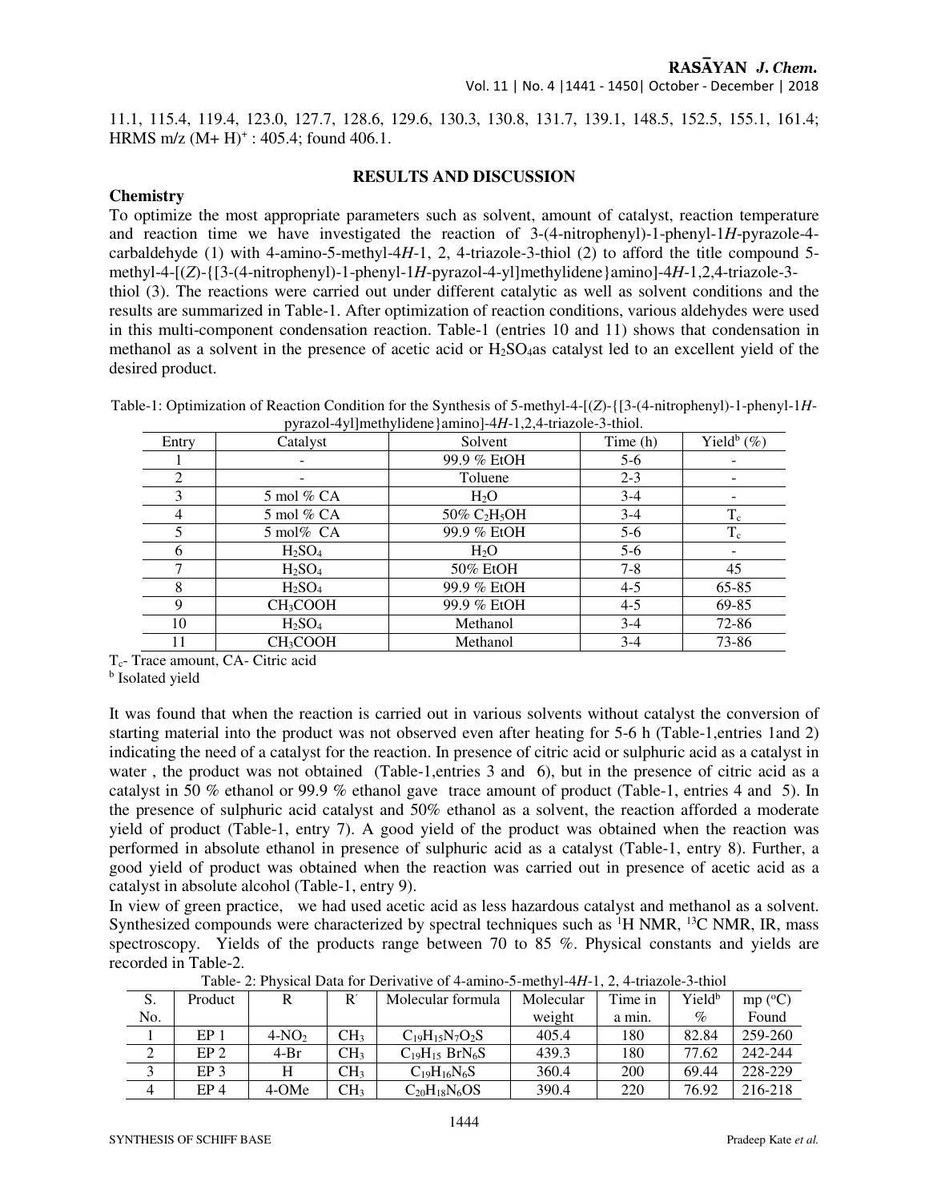11.1, 115.4, 119.4, 123.0, 127.7, 128.6, 129.6, 130.3, 130.8, 131.7, 139.1, 148.5, 152.5, 155.1, 161.4; HRMS m/z $(M+H)^+$ : 405.4; found 406.1.

## RESULTS AND DISCUSSION

### Chemistry

To optimize the most appropriate parameters such as solvent, amount of catalyst, reaction temperature and reaction time we have investigated the reaction of 3-(4-nitrophenyl)-1-phenyl-1*H*-pyrazole-4-carbaldehyde (1) with 4-amino-5-methyl-4*H*-1, 2, 4-triazole-3-thiol (2) to afford the title compound 5-methyl-4-[(*Z*)-{[3-(4-nitrophenyl)-1-phenyl-1*H*-pyrazol-4-yl]methylidene}amino]-4*H*-1,2,4-triazole-3-thiol (3). The reactions were carried out under different catalytic as well as solvent conditions and the results are summarized in Table-1. After optimization of reaction conditions, various aldehydes were used in this multi-component condensation reaction. Table-1 (entries 10 and 11) shows that condensation in methanol as a solvent in the presence of acetic acid or $H_2SO_4$as catalyst led to an excellent yield of the desired product.

Table-1: Optimization of Reaction Condition for the Synthesis of 5-methyl-4-[(*Z*)-{[3-(4-nitrophenyl)-1-phenyl-1*H*-pyrazol-4yl]methylidene}amino]-4*H*-1,2,4-triazole-3-thiol.

| Entry | Catalyst | Solvent | Time (h) | Yield[b] (%) |
|---|---|---|---|---|
| 1 | - | 99.9 % EtOH | 5-6 | - |
| 2 | - | Toluene | 2-3 | - |
| 3 | 5 mol % CA | $H_2O$ | 3-4 | - |
| 4 | 5 mol % CA | 50% $C_2H_5OH$ | 3-4 | $T_c$ |
| 5 | 5 mol% CA | 99.9 % EtOH | 5-6 | $T_c$ |
| 6 | $H_2SO_4$ | $H_2O$ | 5-6 | - |
| 7 | $H_2SO_4$ | 50% EtOH | 7-8 | 45 |
| 8 | $H_2SO_4$ | 99.9 % EtOH | 4-5 | 65-85 |
| 9 | $CH_3COOH$ | 99.9 % EtOH | 4-5 | 69-85 |
| 10 | $H_2SO_4$ | Methanol | 3-4 | 72-86 |
| 11 | $CH_3COOH$ | Methanol | 3-4 | 73-86 |

$T_c$- Trace amount, CA- Citric acid

[b] Isolated yield

It was found that when the reaction is carried out in various solvents without catalyst the conversion of starting material into the product was not observed even after heating for 5-6 h (Table-1,entries 1and 2) indicating the need of a catalyst for the reaction. In presence of citric acid or sulphuric acid as a catalyst in water , the product was not obtained (Table-1,entries 3 and 6), but in the presence of citric acid as a catalyst in 50 % ethanol or 99.9 % ethanol gave trace amount of product (Table-1, entries 4 and 5). In the presence of sulphuric acid catalyst and 50% ethanol as a solvent, the reaction afforded a moderate yield of product (Table-1, entry 7). A good yield of the product was obtained when the reaction was performed in absolute ethanol in presence of sulphuric acid as a catalyst (Table-1, entry 8). Further, a good yield of product was obtained when the reaction was carried out in presence of acetic acid as a catalyst in absolute alcohol (Table-1, entry 9).

In view of green practice, we had used acetic acid as less hazardous catalyst and methanol as a solvent. Synthesized compounds were characterized by spectral techniques such as $^1H$ NMR, $^{13}C$ NMR, IR, mass spectroscopy. Yields of the products range between 70 to 85 %. Physical constants and yields are recorded in Table-2.

Table- 2: Physical Data for Derivative of 4-amino-5-methyl-4*H*-1, 2, 4-triazole-3-thiol

| S. No. | Product | R | R′ | Molecular formula | Molecular weight | Time in a min. | Yield[b] % | mp (°C) Found |
|---|---|---|---|---|---|---|---|---|
| 1 | EP 1 | 4-$NO_2$ | $CH_3$ | $C_{19}H_{15}N_7O_2S$ | 405.4 | 180 | 82.84 | 259-260 |
| 2 | EP 2 | 4-Br | $CH_3$ | $C_{19}H_{15}BrN_6S$ | 439.3 | 180 | 77.62 | 242-244 |
| 3 | EP 3 | H | $CH_3$ | $C_{19}H_{16}N_6S$ | 360.4 | 200 | 69.44 | 228-229 |
| 4 | EP 4 | 4-OMe | $CH_3$ | $C_{20}H_{18}N_6OS$ | 390.4 | 220 | 76.92 | 216-218 |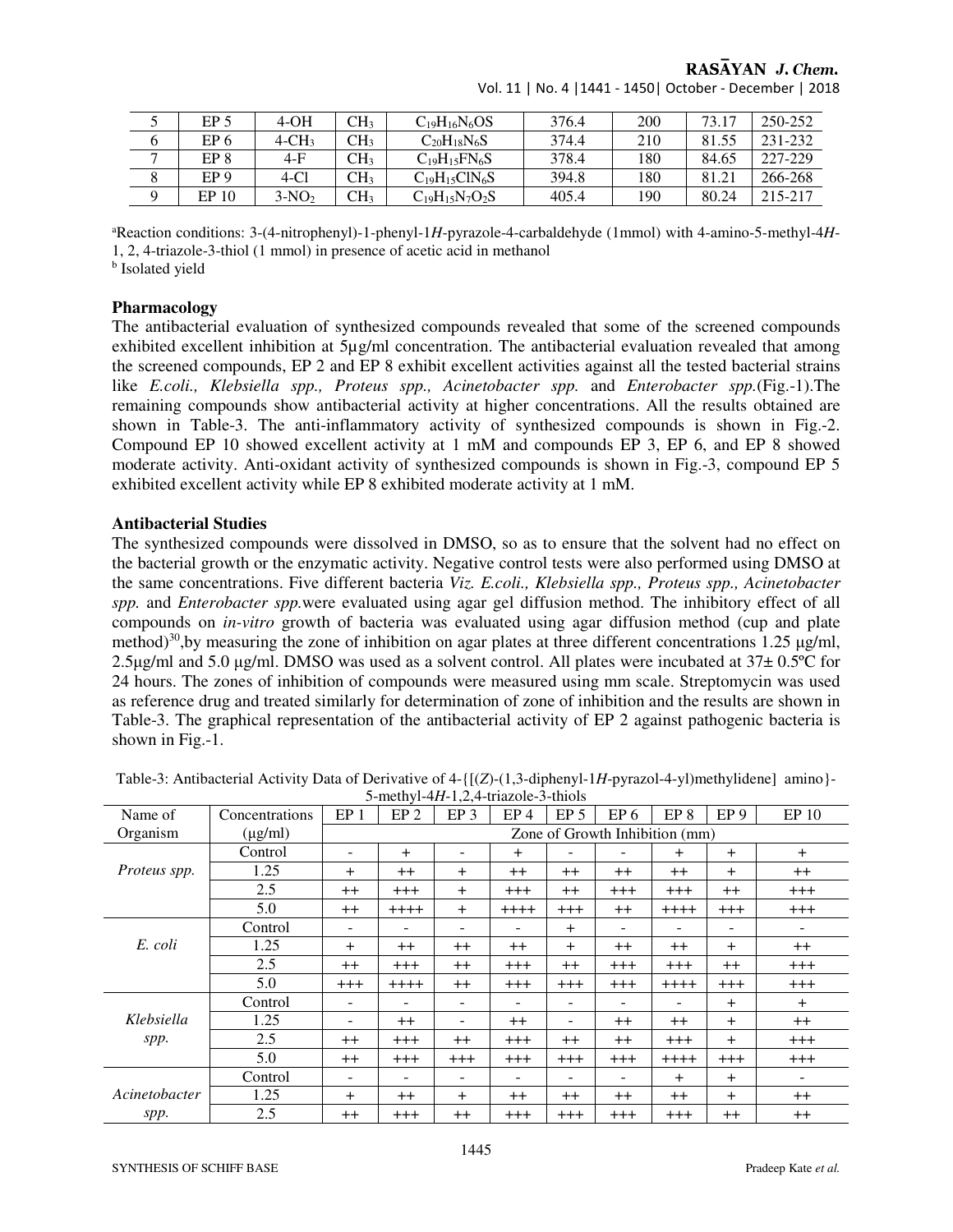| 5 | EP 5 | 4-OH | $CH_3$ | $C_{19}H_{16}N_6OS$ | 376.4 | 200 | 73.17 | 250-252 |
|---|---|---|---|---|---|---|---|---|
| 6 | EP 6 | 4-$CH_3$ | $CH_3$ | $C_{20}H_{18}N_6S$ | 374.4 | 210 | 81.55 | 231-232 |
| 7 | EP 8 | 4-F | $CH_3$ | $C_{19}H_{15}FN_6S$ | 378.4 | 180 | 84.65 | 227-229 |
| 8 | EP 9 | 4-Cl | $CH_3$ | $C_{19}H_{15}ClN_6S$ | 394.8 | 180 | 81.21 | 266-268 |
| 9 | EP 10 | 3-$NO_2$ | $CH_3$ | $C_{19}H_{15}N_7O_2S$ | 405.4 | 190 | 80.24 | 215-217 |

[a]Reaction conditions: 3-(4-nitrophenyl)-1-phenyl-1*H*-pyrazole-4-carbaldehyde (1mmol) with 4-amino-5-methyl-4*H*-1, 2, 4-triazole-3-thiol (1 mmol) in presence of acetic acid in methanol

[b] Isolated yield

## Pharmacology

The antibacterial evaluation of synthesized compounds revealed that some of the screened compounds exhibited excellent inhibition at 5µg/ml concentration. The antibacterial evaluation revealed that among the screened compounds, EP 2 and EP 8 exhibit excellent activities against all the tested bacterial strains like *E.coli., Klebsiella spp., Proteus spp., Acinetobacter spp.* and *Enterobacter spp.*(Fig.-1).The remaining compounds show antibacterial activity at higher concentrations. All the results obtained are shown in Table-3. The anti-inflammatory activity of synthesized compounds is shown in Fig.-2. Compound EP 10 showed excellent activity at 1 mM and compounds EP 3, EP 6, and EP 8 showed moderate activity. Anti-oxidant activity of synthesized compounds is shown in Fig.-3, compound EP 5 exhibited excellent activity while EP 8 exhibited moderate activity at 1 mM.

## Antibacterial Studies

The synthesized compounds were dissolved in DMSO, so as to ensure that the solvent had no effect on the bacterial growth or the enzymatic activity. Negative control tests were also performed using DMSO at the same concentrations. Five different bacteria *Viz. E.coli., Klebsiella spp., Proteus spp., Acinetobacter spp.* and *Enterobacter spp.*were evaluated using agar gel diffusion method. The inhibitory effect of all compounds on *in-vitro* growth of bacteria was evaluated using agar diffusion method (cup and plate method)[30],by measuring the zone of inhibition on agar plates at three different concentrations 1.25 µg/ml, 2.5µg/ml and 5.0 µg/ml. DMSO was used as a solvent control. All plates were incubated at 37± 0.5ºC for 24 hours. The zones of inhibition of compounds were measured using mm scale. Streptomycin was used as reference drug and treated similarly for determination of zone of inhibition and the results are shown in Table-3. The graphical representation of the antibacterial activity of EP 2 against pathogenic bacteria is shown in Fig.-1.

Table-3: Antibacterial Activity Data of Derivative of 4-{[(*Z*)-(1,3-diphenyl-1*H*-pyrazol-4-yl)methylidene] amino}-5-methyl-4*H*-1,2,4-triazole-3-thiols

| Name of Organism | Concentrations (µg/ml) | EP 1 | EP 2 | EP 3 | EP 4 | EP 5 | EP 6 | EP 8 | EP 9 | EP 10 |
|---|---|---|---|---|---|---|---|---|---|---|
| | | Zone of Growth Inhibition (mm) | | | | | | | | |
| *Proteus spp.* | Control | - | + | - | + | - | - | + | + | + |
| | 1.25 | + | ++ | + | ++ | ++ | ++ | ++ | + | ++ |
| | 2.5 | ++ | +++ | + | +++ | ++ | +++ | +++ | ++ | +++ |
| | 5.0 | ++ | ++++ | + | ++++ | +++ | ++ | ++++ | +++ | +++ |
| *E. coli* | Control | - | - | - | - | + | - | - | - | - |
| | 1.25 | + | ++ | ++ | ++ | + | ++ | ++ | + | ++ |
| | 2.5 | ++ | +++ | ++ | +++ | ++ | +++ | +++ | ++ | +++ |
| | 5.0 | +++ | ++++ | ++ | +++ | +++ | +++ | ++++ | +++ | +++ |
| *Klebsiella spp.* | Control | - | - | - | - | - | - | - | + | + |
| | 1.25 | - | ++ | - | ++ | - | ++ | ++ | + | ++ |
| | 2.5 | ++ | +++ | ++ | +++ | ++ | ++ | +++ | + | +++ |
| | 5.0 | ++ | +++ | +++ | +++ | +++ | +++ | ++++ | +++ | +++ |
| *Acinetobacter spp.* | Control | - | - | - | - | - | - | + | + | - |
| | 1.25 | + | ++ | + | ++ | ++ | ++ | ++ | + | ++ |
| | 2.5 | ++ | +++ | ++ | +++ | +++ | +++ | +++ | ++ | ++ |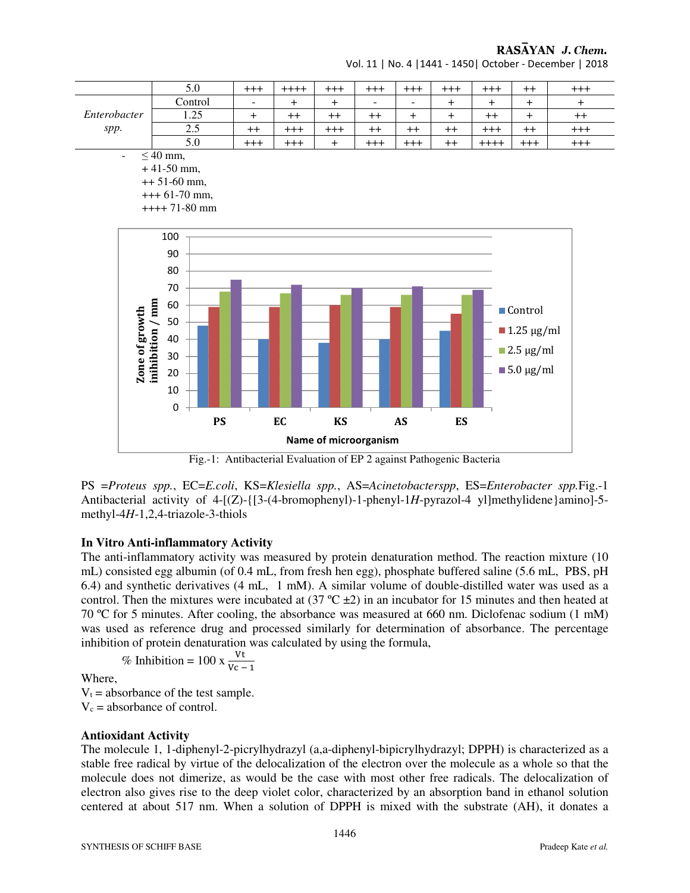| | | | | | | | | | | |
|---|---|---|---|---|---|---|---|---|---|---|
| | 5.0 | +++ | ++++ | +++ | +++ | +++ | +++ | +++ | ++ | +++ |
| *Enterobacter spp.* | Control | - | + | + | - | - | + | + | + | + |
| | 1.25 | + | ++ | ++ | ++ | + | + | ++ | + | ++ |
| | 2.5 | ++ | +++ | +++ | ++ | ++ | ++ | +++ | ++ | +++ |
| | 5.0 | +++ | +++ | + | +++ | +++ | ++ | ++++ | +++ | +++ |

- ≤ 40 mm,
+ 41-50 mm,
++ 51-60 mm,
+++ 61-70 mm,
++++ 71-80 mm

Fig.-1: Antibacterial Evaluation of EP 2 against Pathogenic Bacteria

PS =*Proteus spp.*, EC=*E.coli*, KS=*Klesiella spp.*, AS=*Acinetobacterspp*, ES=*Enterobacter spp.*Fig.-1 Antibacterial activity of 4-[(Z)-{[3-(4-bromophenyl)-1-phenyl-1*H*-pyrazol-4 yl]methylidene}amino]-5-methyl-4*H*-1,2,4-triazole-3-thiols

### In Vitro Anti-inflammatory Activity

The anti-inflammatory activity was measured by protein denaturation method. The reaction mixture (10 mL) consisted egg albumin (of 0.4 mL, from fresh hen egg), phosphate buffered saline (5.6 mL, PBS, pH 6.4) and synthetic derivatives (4 mL, 1 mM). A similar volume of double-distilled water was used as a control. Then the mixtures were incubated at (37 ºC ±2) in an incubator for 15 minutes and then heated at 70 ºC for 5 minutes. After cooling, the absorbance was measured at 660 nm. Diclofenac sodium (1 mM) was used as reference drug and processed similarly for determination of absorbance. The percentage inhibition of protein denaturation was calculated by using the formula,

$$\% \text{ Inhibition} = 100 \times \frac{V_t}{V_c - 1}$$

Where,
$V_t$ = absorbance of the test sample.
$V_c$ = absorbance of control.

### Antioxidant Activity

The molecule 1, 1-diphenyl-2-picrylhydrazyl (a,a-diphenyl-bipicrylhydrazyl; DPPH) is characterized as a stable free radical by virtue of the delocalization of the electron over the molecule as a whole so that the molecule does not dimerize, as would be the case with most other free radicals. The delocalization of electron also gives rise to the deep violet color, characterized by an absorption band in ethanol solution centered at about 517 nm. When a solution of DPPH is mixed with the substrate (AH), it donates a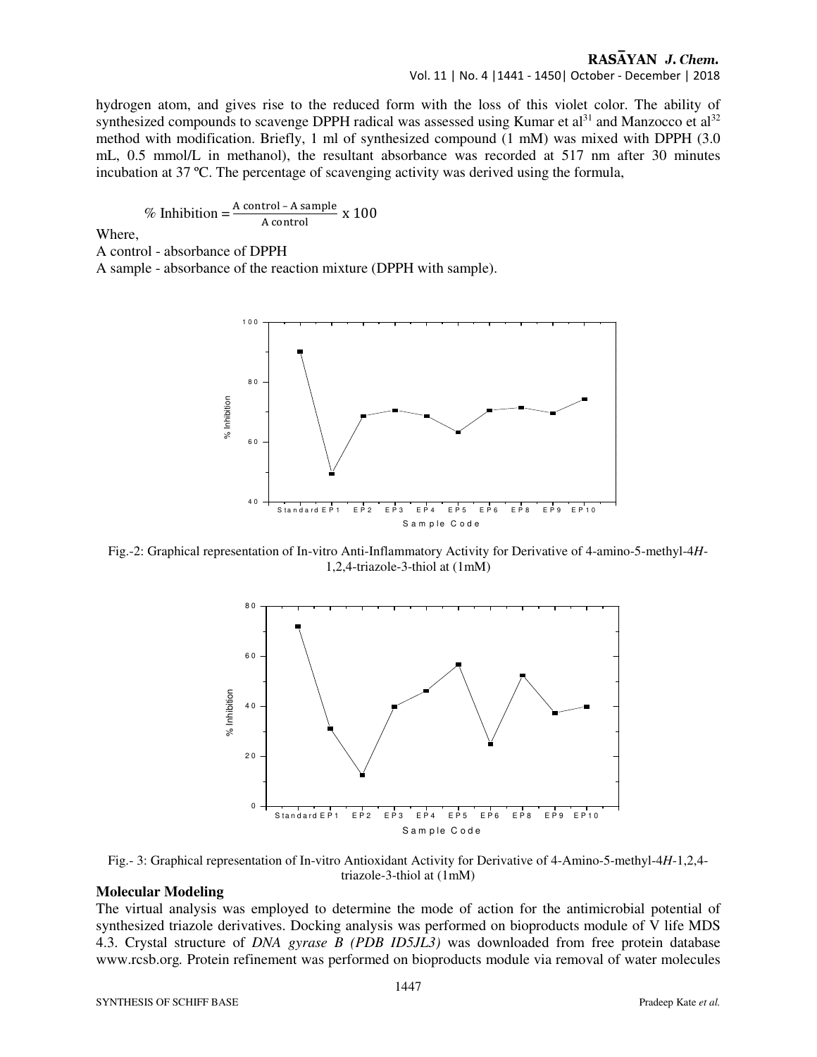hydrogen atom, and gives rise to the reduced form with the loss of this violet color. The ability of synthesized compounds to scavenge DPPH radical was assessed using Kumar et al[31] and Manzocco et al[32] method with modification. Briefly, 1 ml of synthesized compound (1 mM) was mixed with DPPH (3.0 mL, 0.5 mmol/L in methanol), the resultant absorbance was recorded at 517 nm after 30 minutes incubation at 37 ºC. The percentage of scavenging activity was derived using the formula,

$$\% \text{ Inhibition} = \frac{\text{A control} - \text{A sample}}{\text{A control}} \times 100$$

Where,

A control - absorbance of DPPH

A sample - absorbance of the reaction mixture (DPPH with sample).

Fig.-2: Graphical representation of In-vitro Anti-Inflammatory Activity for Derivative of 4-amino-5-methyl-4*H*-1,2,4-triazole-3-thiol at (1mM)

Fig.- 3: Graphical representation of In-vitro Antioxidant Activity for Derivative of 4-Amino-5-methyl-4*H*-1,2,4-triazole-3-thiol at (1mM)

**Molecular Modeling**

The virtual analysis was employed to determine the mode of action for the antimicrobial potential of synthesized triazole derivatives. Docking analysis was performed on bioproducts module of V life MDS 4.3. Crystal structure of *DNA gyrase B (PDB ID5JL3)* was downloaded from free protein database www.rcsb.org. Protein refinement was performed on bioproducts module via removal of water molecules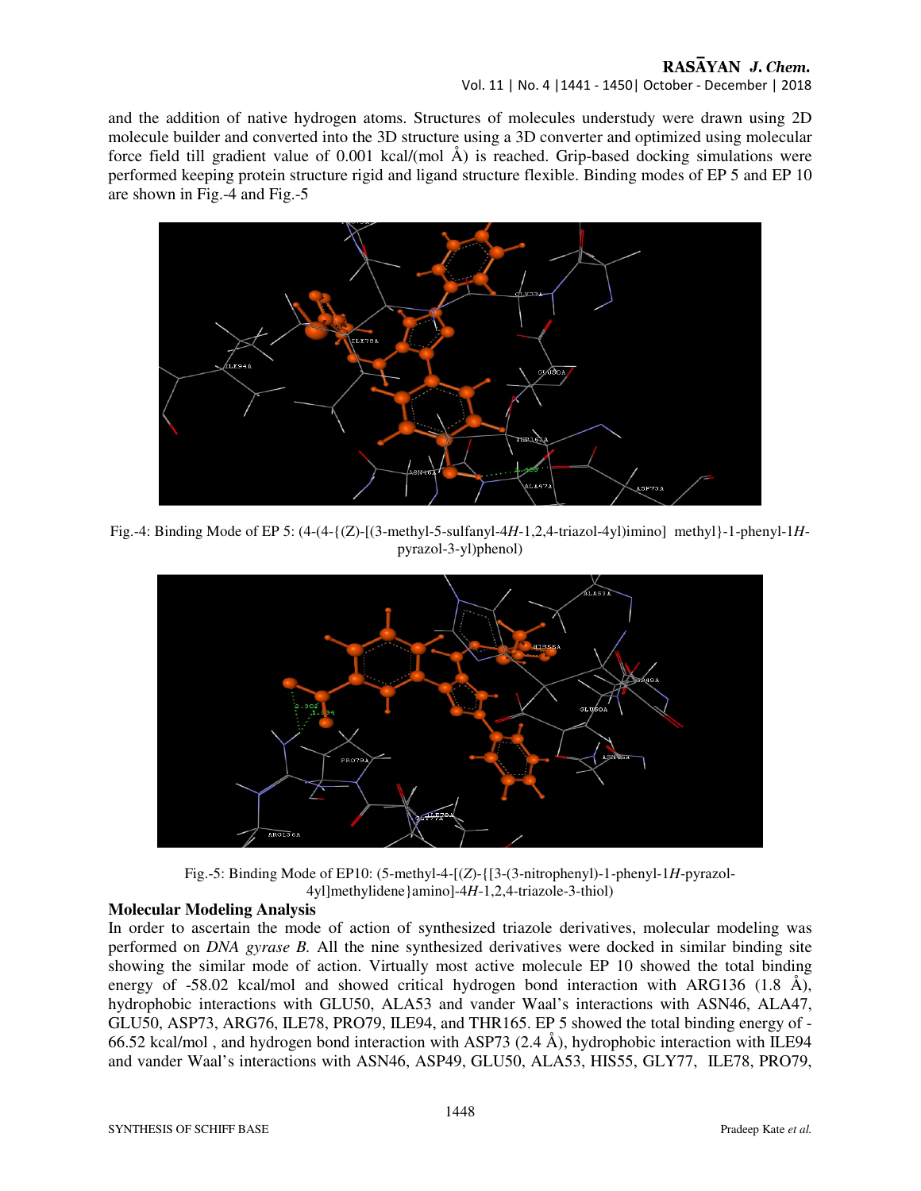and the addition of native hydrogen atoms. Structures of molecules understudy were drawn using 2D molecule builder and converted into the 3D structure using a 3D converter and optimized using molecular force field till gradient value of 0.001 kcal/(mol Å) is reached. Grip-based docking simulations were performed keeping protein structure rigid and ligand structure flexible. Binding modes of EP 5 and EP 10 are shown in Fig.-4 and Fig.-5

Fig.-4: Binding Mode of EP 5: (4-(4-{(Z)-[(3-methyl-5-sulfanyl-4*H*-1,2,4-triazol-4yl)imino] methyl}-1-phenyl-1*H*-pyrazol-3-yl)phenol)

Fig.-5: Binding Mode of EP10: (5-methyl-4-[(*Z*)-{[3-(3-nitrophenyl)-1-phenyl-1*H*-pyrazol-4yl]methylidene}amino]-4*H*-1,2,4-triazole-3-thiol)

### Molecular Modeling Analysis

In order to ascertain the mode of action of synthesized triazole derivatives, molecular modeling was performed on *DNA gyrase B.* All the nine synthesized derivatives were docked in similar binding site showing the similar mode of action. Virtually most active molecule EP 10 showed the total binding energy of -58.02 kcal/mol and showed critical hydrogen bond interaction with ARG136 (1.8 Å), hydrophobic interactions with GLU50, ALA53 and vander Waal's interactions with ASN46, ALA47, GLU50, ASP73, ARG76, ILE78, PRO79, ILE94, and THR165. EP 5 showed the total binding energy of -66.52 kcal/mol , and hydrogen bond interaction with ASP73 (2.4 Å), hydrophobic interaction with ILE94 and vander Waal's interactions with ASN46, ASP49, GLU50, ALA53, HIS55, GLY77, ILE78, PRO79,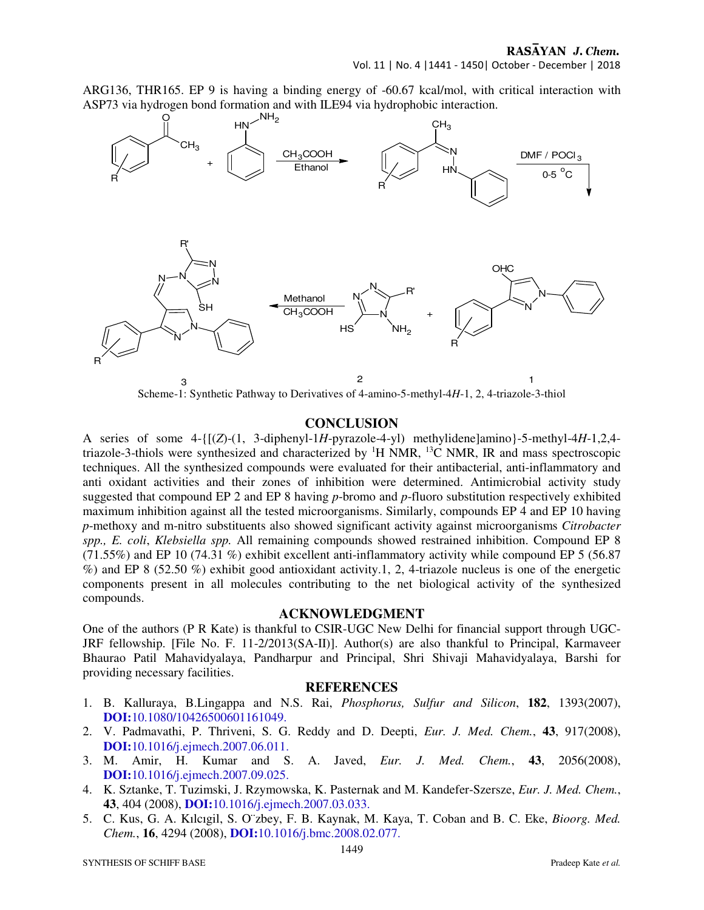ARG136, THR165. EP 9 is having a binding energy of -60.67 kcal/mol, with critical interaction with ASP73 via hydrogen bond formation and with ILE94 via hydrophobic interaction.

Scheme-1: Synthetic Pathway to Derivatives of 4-amino-5-methyl-4*H*-1, 2, 4-triazole-3-thiol

## CONCLUSION

A series of some 4-{[(*Z*)-(1, 3-diphenyl-1*H*-pyrazole-4-yl) methylidene]amino}-5-methyl-4*H*-1,2,4-triazole-3-thiols were synthesized and characterized by $^{1}H$ NMR, $^{13}C$ NMR, IR and mass spectroscopic techniques. All the synthesized compounds were evaluated for their antibacterial, anti-inflammatory and anti oxidant activities and their zones of inhibition were determined. Antimicrobial activity study suggested that compound EP 2 and EP 8 having *p*-bromo and *p*-fluoro substitution respectively exhibited maximum inhibition against all the tested microorganisms. Similarly, compounds EP 4 and EP 10 having *p*-methoxy and m-nitro substituents also showed significant activity against microorganisms *Citrobacter spp., E. coli*, *Klebsiella spp.* All remaining compounds showed restrained inhibition. Compound EP 8 (71.55%) and EP 10 (74.31 %) exhibit excellent anti-inflammatory activity while compound EP 5 (56.87 %) and EP 8 (52.50 %) exhibit good antioxidant activity.1, 2, 4-triazole nucleus is one of the energetic components present in all molecules contributing to the net biological activity of the synthesized compounds.

## ACKNOWLEDGMENT

One of the authors (P R Kate) is thankful to CSIR-UGC New Delhi for financial support through UGC-JRF fellowship. [File No. F. 11-2/2013(SA-II)]. Author(s) are also thankful to Principal, Karmaveer Bhaurao Patil Mahavidyalaya, Pandharpur and Principal, Shri Shivaji Mahavidyalaya, Barshi for providing necessary facilities.

## REFERENCES

1. B. Kalluraya, B.Lingappa and N.S. Rai, *Phosphorus, Sulfur and Silicon*, **182**, 1393(2007), **DOI:**10.1080/10426500601161049.
2. V. Padmavathi, P. Thriveni, S. G. Reddy and D. Deepti, *Eur. J. Med. Chem.*, **43**, 917(2008), **DOI:**10.1016/j.ejmech.2007.06.011.
3. M. Amir, H. Kumar and S. A. Javed, *Eur. J. Med. Chem.*, **43**, 2056(2008), **DOI:**10.1016/j.ejmech.2007.09.025.
4. K. Sztanke, T. Tuzimski, J. Rzymowska, K. Pasternak and M. Kandefer-Szersze, *Eur. J. Med. Chem.*, **43**, 404 (2008), **DOI:**10.1016/j.ejmech.2007.03.033.
5. C. Kus, G. A. Kılcıgil, S. O¨zbey, F. B. Kaynak, M. Kaya, T. Coban and B. C. Eke, *Bioorg. Med. Chem.*, **16**, 4294 (2008), **DOI:**10.1016/j.bmc.2008.02.077.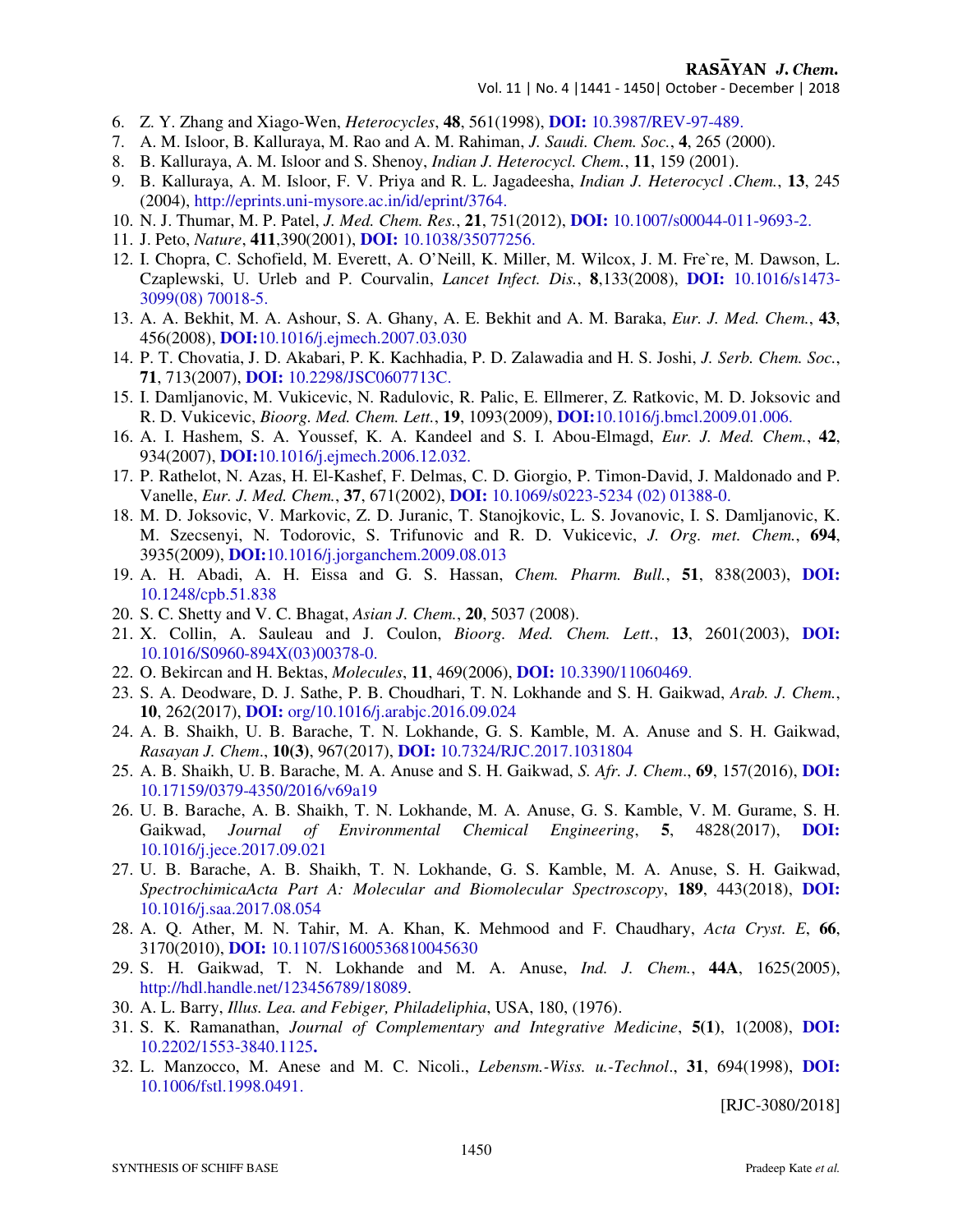6. Z. Y. Zhang and Xiago-Wen, *Heterocycles*, **48**, 561(1998), **DOI:** 10.3987/REV-97-489.
7. A. M. Isloor, B. Kalluraya, M. Rao and A. M. Rahiman, *J. Saudi. Chem. Soc.*, **4**, 265 (2000).
8. B. Kalluraya, A. M. Isloor and S. Shenoy, *Indian J. Heterocycl. Chem.*, **11**, 159 (2001).
9. B. Kalluraya, A. M. Isloor, F. V. Priya and R. L. Jagadeesha, *Indian J. Heterocycl .Chem.*, **13**, 245 (2004), http://eprints.uni-mysore.ac.in/id/eprint/3764.
10. N. J. Thumar, M. P. Patel, *J. Med. Chem. Res.*, **21**, 751(2012), **DOI:** 10.1007/s00044-011-9693-2.
11. J. Peto, *Nature*, **411**,390(2001), **DOI:** 10.1038/35077256.
12. I. Chopra, C. Schofield, M. Everett, A. O'Neill, K. Miller, M. Wilcox, J. M. Fre`re, M. Dawson, L. Czaplewski, U. Urleb and P. Courvalin, *Lancet Infect. Dis.*, **8**,133(2008), **DOI:** 10.1016/s1473-3099(08) 70018-5.
13. A. A. Bekhit, M. A. Ashour, S. A. Ghany, A. E. Bekhit and A. M. Baraka, *Eur. J. Med. Chem.*, **43**, 456(2008), **DOI:**10.1016/j.ejmech.2007.03.030
14. P. T. Chovatia, J. D. Akabari, P. K. Kachhadia, P. D. Zalawadia and H. S. Joshi, *J. Serb. Chem. Soc.*, **71**, 713(2007), **DOI:** 10.2298/JSC0607713C.
15. I. Damljanovic, M. Vukicevic, N. Radulovic, R. Palic, E. Ellmerer, Z. Ratkovic, M. D. Joksovic and R. D. Vukicevic, *Bioorg. Med. Chem. Lett.*, **19**, 1093(2009), **DOI:**10.1016/j.bmcl.2009.01.006.
16. A. I. Hashem, S. A. Youssef, K. A. Kandeel and S. I. Abou-Elmagd, *Eur. J. Med. Chem.*, **42**, 934(2007), **DOI:**10.1016/j.ejmech.2006.12.032.
17. P. Rathelot, N. Azas, H. El-Kashef, F. Delmas, C. D. Giorgio, P. Timon-David, J. Maldonado and P. Vanelle, *Eur. J. Med. Chem.*, **37**, 671(2002), **DOI:** 10.1069/s0223-5234 (02) 01388-0.
18. M. D. Joksovic, V. Markovic, Z. D. Juranic, T. Stanojkovic, L. S. Jovanovic, I. S. Damljanovic, K. M. Szecsenyi, N. Todorovic, S. Trifunovic and R. D. Vukicevic, *J. Org. met. Chem.*, **694**, 3935(2009), **DOI:**10.1016/j.jorganchem.2009.08.013
19. A. H. Abadi, A. H. Eissa and G. S. Hassan, *Chem. Pharm. Bull.*, **51**, 838(2003), **DOI:** 10.1248/cpb.51.838
20. S. C. Shetty and V. C. Bhagat, *Asian J. Chem.*, **20**, 5037 (2008).
21. X. Collin, A. Sauleau and J. Coulon, *Bioorg. Med. Chem. Lett.*, **13**, 2601(2003), **DOI:** 10.1016/S0960-894X(03)00378-0.
22. O. Bekircan and H. Bektas, *Molecules*, **11**, 469(2006), **DOI:** 10.3390/11060469.
23. S. A. Deodware, D. J. Sathe, P. B. Choudhari, T. N. Lokhande and S. H. Gaikwad, *Arab. J. Chem.*, **10**, 262(2017), **DOI:** org/10.1016/j.arabjc.2016.09.024
24. A. B. Shaikh, U. B. Barache, T. N. Lokhande, G. S. Kamble, M. A. Anuse and S. H. Gaikwad, *Rasayan J. Chem*., **10(3)**, 967(2017), **DOI:** 10.7324/RJC.2017.1031804
25. A. B. Shaikh, U. B. Barache, M. A. Anuse and S. H. Gaikwad, *S. Afr. J. Chem*., **69**, 157(2016), **DOI:** 10.17159/0379-4350/2016/v69a19
26. U. B. Barache, A. B. Shaikh, T. N. Lokhande, M. A. Anuse, G. S. Kamble, V. M. Gurame, S. H. Gaikwad, *Journal of Environmental Chemical Engineering*, **5**, 4828(2017), **DOI:** 10.1016/j.jece.2017.09.021
27. U. B. Barache, A. B. Shaikh, T. N. Lokhande, G. S. Kamble, M. A. Anuse, S. H. Gaikwad, *SpectrochimicaActa Part A: Molecular and Biomolecular Spectroscopy*, **189**, 443(2018), **DOI:** 10.1016/j.saa.2017.08.054
28. A. Q. Ather, M. N. Tahir, M. A. Khan, K. Mehmood and F. Chaudhary, *Acta Cryst. E*, **66**, 3170(2010), **DOI:** 10.1107/S1600536810045630
29. S. H. Gaikwad, T. N. Lokhande and M. A. Anuse, *Ind. J. Chem.*, **44A**, 1625(2005), http://hdl.handle.net/123456789/18089.
30. A. L. Barry, *Illus. Lea. and Febiger, Philadeliphia*, USA, 180, (1976).
31. S. K. Ramanathan, *Journal of Complementary and Integrative Medicine*, **5(1)**, 1(2008), **DOI:** 10.2202/1553-3840.1125**.**
32. L. Manzocco, M. Anese and M. C. Nicoli., *Lebensm.-Wiss. u.-Technol*., **31**, 694(1998), **DOI:** 10.1006/fstl.1998.0491.

[RJC-3080/2018]